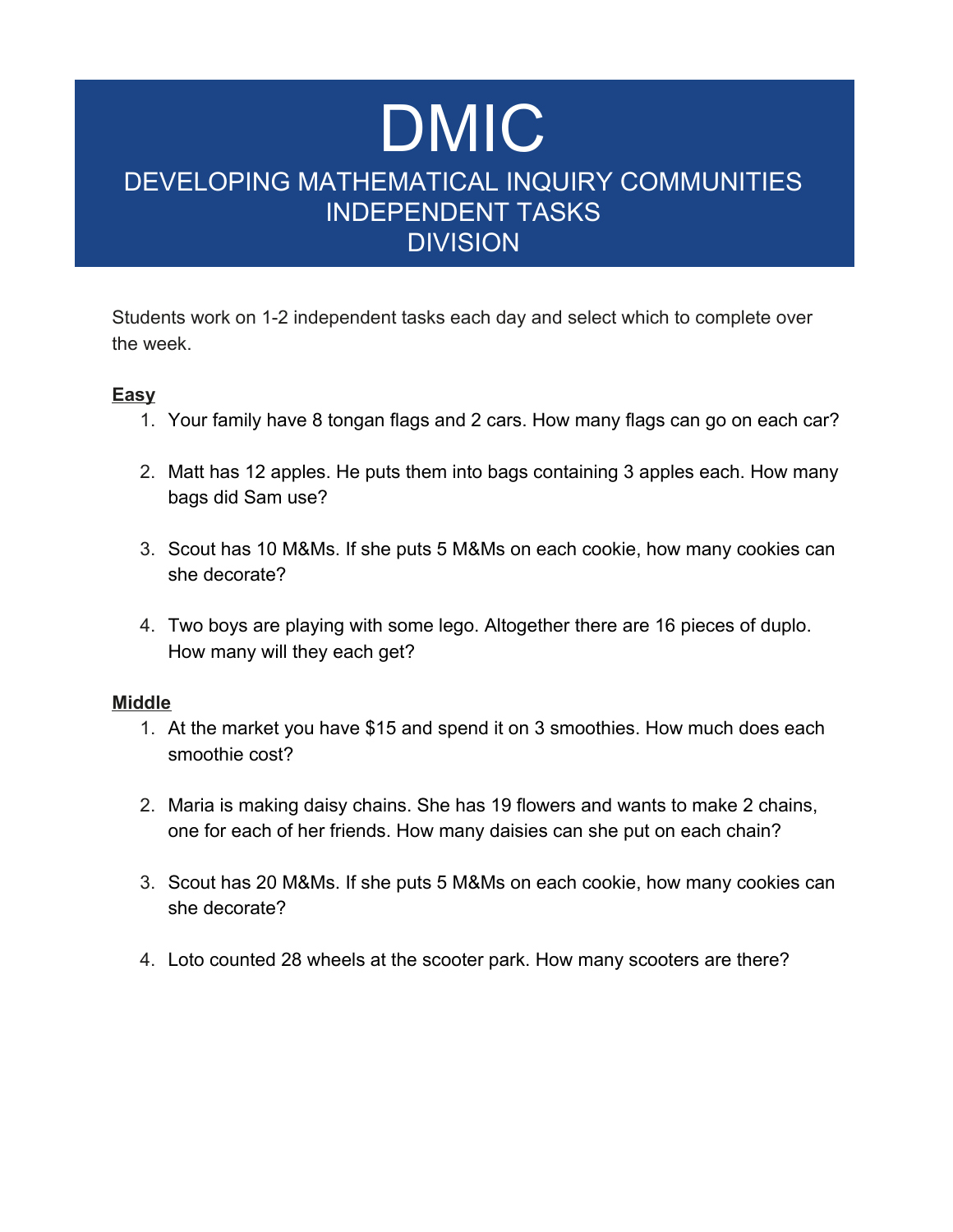# DMIC

## DEVELOPING MATHEMATICAL INQUIRY COMMUNITIES
## INDEPENDENT TASKS
## DIVISION

Students work on 1-2 independent tasks each day and select which to complete over the week.

**Easy**

1. Your family have 8 tongan flags and 2 cars. How many flags can go on each car?

2. Matt has 12 apples. He puts them into bags containing 3 apples each. How many bags did Sam use?

3. Scout has 10 M&Ms. If she puts 5 M&Ms on each cookie, how many cookies can she decorate?

4. Two boys are playing with some lego. Altogether there are 16 pieces of duplo. How many will they each get?

**Middle**

1. At the market you have $15 and spend it on 3 smoothies. How much does each smoothie cost?

2. Maria is making daisy chains. She has 19 flowers and wants to make 2 chains, one for each of her friends. How many daisies can she put on each chain?

3. Scout has 20 M&Ms. If she puts 5 M&Ms on each cookie, how many cookies can she decorate?

4. Loto counted 28 wheels at the scooter park. How many scooters are there?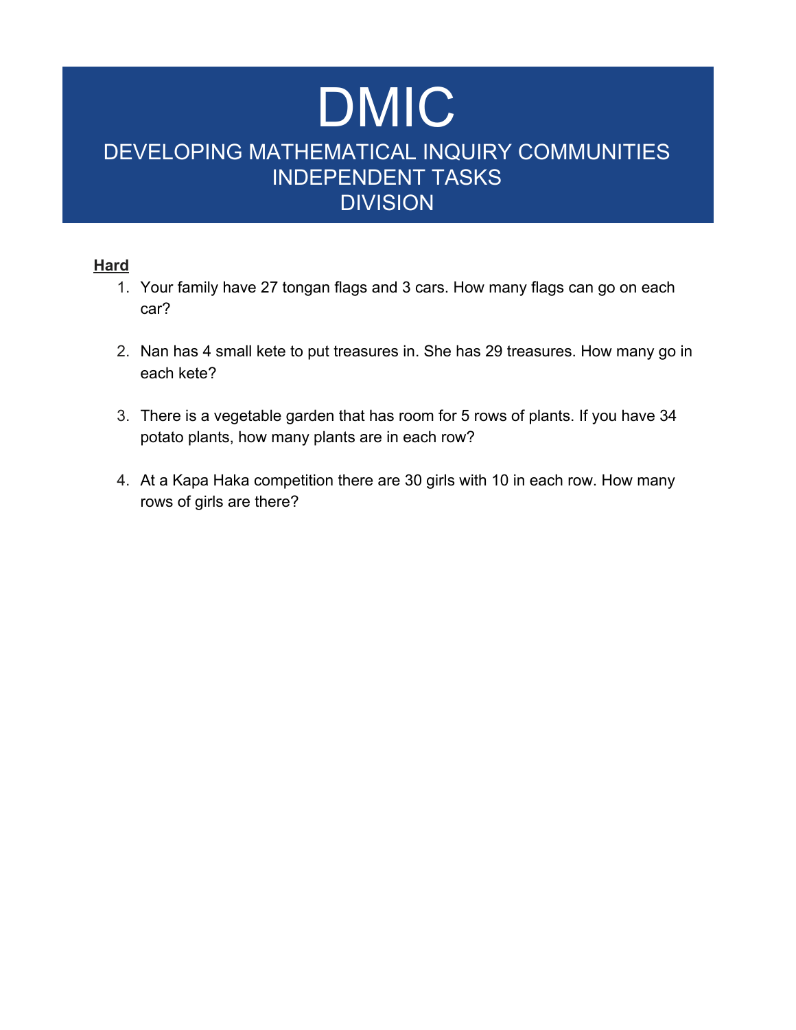# DMIC

## DEVELOPING MATHEMATICAL INQUIRY COMMUNITIES
## INDEPENDENT TASKS
## DIVISION

**Hard**

1. Your family have 27 tongan flags and 3 cars. How many flags can go on each car?

2. Nan has 4 small kete to put treasures in. She has 29 treasures. How many go in each kete?

3. There is a vegetable garden that has room for 5 rows of plants. If you have 34 potato plants, how many plants are in each row?

4. At a Kapa Haka competition there are 30 girls with 10 in each row. How many rows of girls are there?